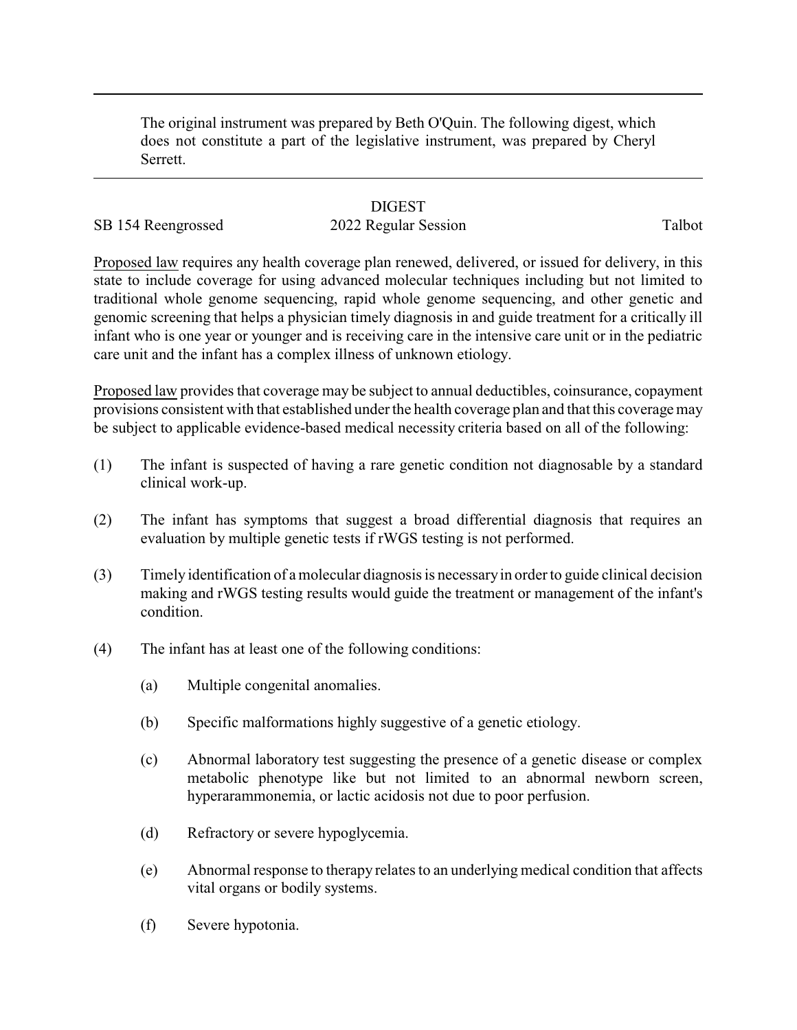The original instrument was prepared by Beth O'Quin. The following digest, which does not constitute a part of the legislative instrument, was prepared by Cheryl Serrett.

---

DIGEST

SB 154 Reengrossed 2022 Regular Session Talbot

Proposed law requires any health coverage plan renewed, delivered, or issued for delivery, in this state to include coverage for using advanced molecular techniques including but not limited to traditional whole genome sequencing, rapid whole genome sequencing, and other genetic and genomic screening that helps a physician timely diagnosis in and guide treatment for a critically ill infant who is one year or younger and is receiving care in the intensive care unit or in the pediatric care unit and the infant has a complex illness of unknown etiology.

Proposed law provides that coverage may be subject to annual deductibles, coinsurance, copayment provisions consistent with that established under the health coverage plan and that this coverage may be subject to applicable evidence-based medical necessity criteria based on all of the following:

(1) The infant is suspected of having a rare genetic condition not diagnosable by a standard clinical work-up.

(2) The infant has symptoms that suggest a broad differential diagnosis that requires an evaluation by multiple genetic tests if rWGS testing is not performed.

(3) Timely identification of a molecular diagnosis is necessary in order to guide clinical decision making and rWGS testing results would guide the treatment or management of the infant's condition.

(4) The infant has at least one of the following conditions:

   (a) Multiple congenital anomalies.

   (b) Specific malformations highly suggestive of a genetic etiology.

   (c) Abnormal laboratory test suggesting the presence of a genetic disease or complex metabolic phenotype like but not limited to an abnormal newborn screen, hyperarammonemia, or lactic acidosis not due to poor perfusion.

   (d) Refractory or severe hypoglycemia.

   (e) Abnormal response to therapy relates to an underlying medical condition that affects vital organs or bodily systems.

   (f) Severe hypotonia.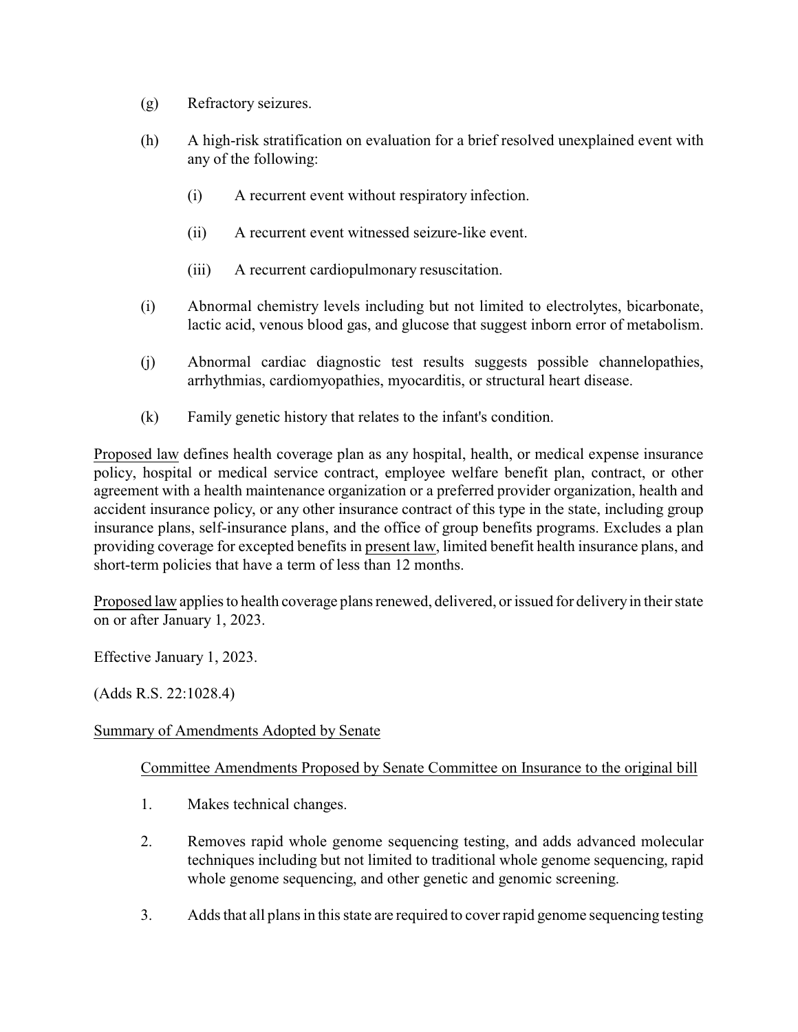(g) Refractory seizures.

(h) A high-risk stratification on evaluation for a brief resolved unexplained event with any of the following:

   (i) A recurrent event without respiratory infection.

   (ii) A recurrent event witnessed seizure-like event.

   (iii) A recurrent cardiopulmonary resuscitation.

(i) Abnormal chemistry levels including but not limited to electrolytes, bicarbonate, lactic acid, venous blood gas, and glucose that suggest inborn error of metabolism.

(j) Abnormal cardiac diagnostic test results suggests possible channelopathies, arrhythmias, cardiomyopathies, myocarditis, or structural heart disease.

(k) Family genetic history that relates to the infant's condition.

Proposed law defines health coverage plan as any hospital, health, or medical expense insurance policy, hospital or medical service contract, employee welfare benefit plan, contract, or other agreement with a health maintenance organization or a preferred provider organization, health and accident insurance policy, or any other insurance contract of this type in the state, including group insurance plans, self-insurance plans, and the office of group benefits programs. Excludes a plan providing coverage for excepted benefits in present law, limited benefit health insurance plans, and short-term policies that have a term of less than 12 months.

Proposed law applies to health coverage plans renewed, delivered, or issued for delivery in their state on or after January 1, 2023.

Effective January 1, 2023.

(Adds R.S. 22:1028.4)

Summary of Amendments Adopted by Senate

Committee Amendments Proposed by Senate Committee on Insurance to the original bill

1. Makes technical changes.

2. Removes rapid whole genome sequencing testing, and adds advanced molecular techniques including but not limited to traditional whole genome sequencing, rapid whole genome sequencing, and other genetic and genomic screening.

3. Adds that all plans in this state are required to cover rapid genome sequencing testing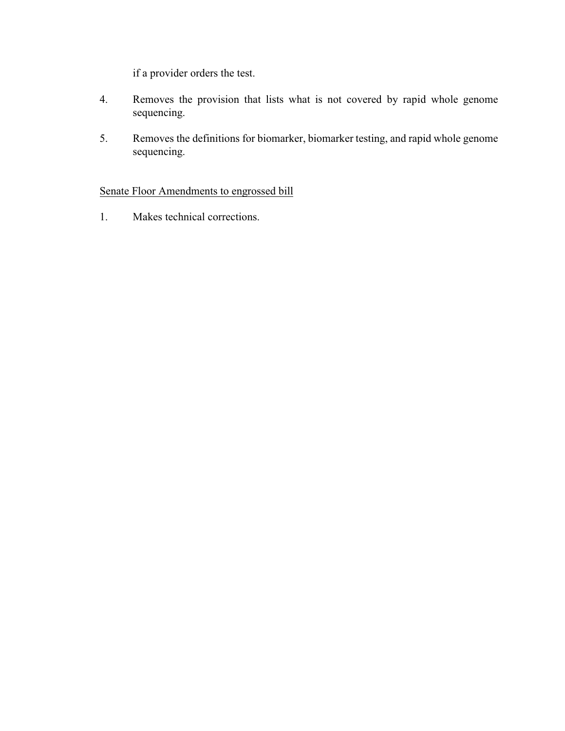if a provider orders the test.

4. Removes the provision that lists what is not covered by rapid whole genome sequencing.

5. Removes the definitions for biomarker, biomarker testing, and rapid whole genome sequencing.

<u>Senate Floor Amendments to engrossed bill</u>

1. Makes technical corrections.